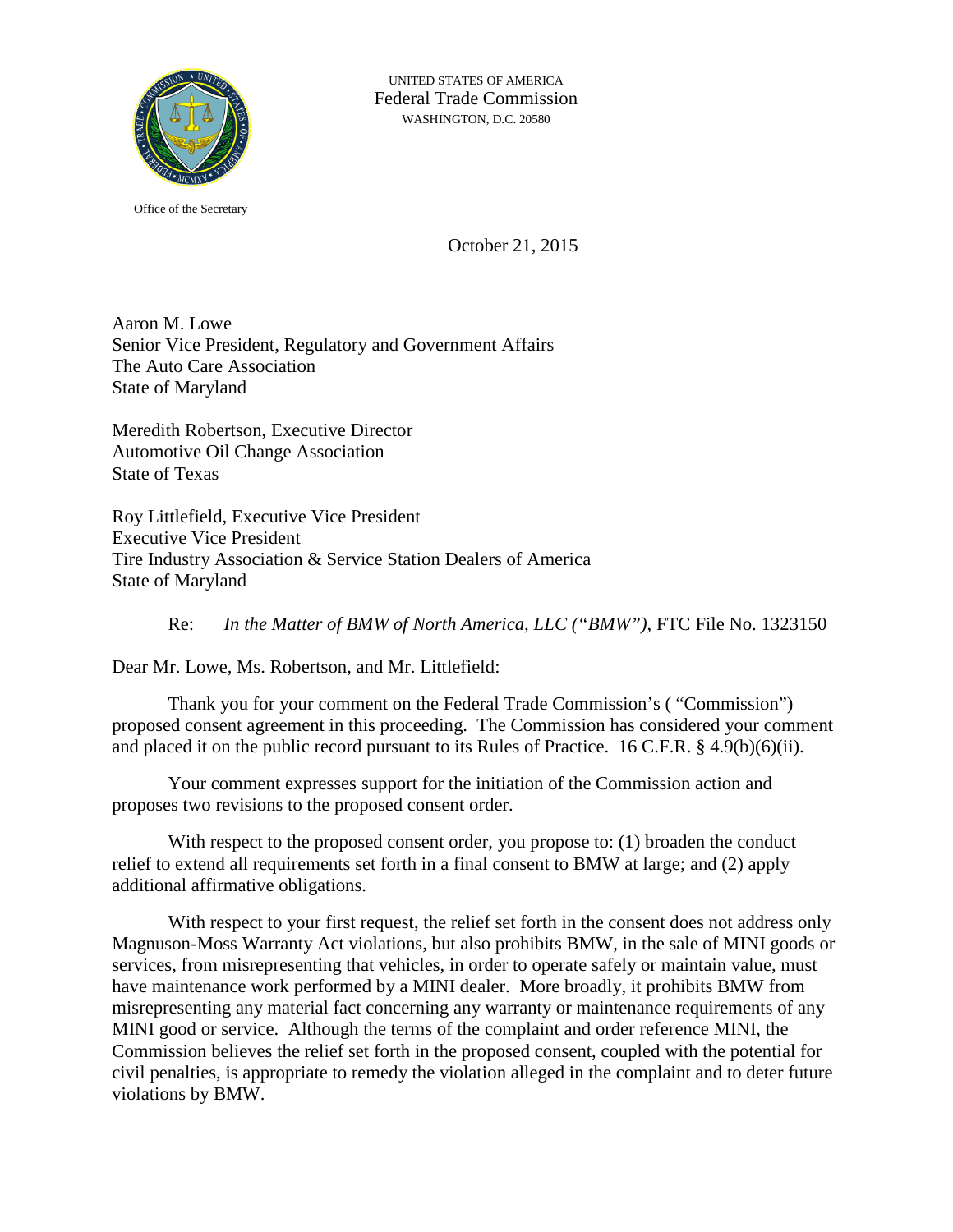UNITED STATES OF AMERICA
Federal Trade Commission
WASHINGTON, D.C. 20580

Office of the Secretary

October 21, 2015

Aaron M. Lowe
Senior Vice President, Regulatory and Government Affairs
The Auto Care Association
State of Maryland

Meredith Robertson, Executive Director
Automotive Oil Change Association
State of Texas

Roy Littlefield, Executive Vice President
Executive Vice President
Tire Industry Association & Service Station Dealers of America
State of Maryland

Re: *In the Matter of BMW of North America, LLC ("BMW")*, FTC File No. 1323150

Dear Mr. Lowe, Ms. Robertson, and Mr. Littlefield:

Thank you for your comment on the Federal Trade Commission's ( "Commission") proposed consent agreement in this proceeding. The Commission has considered your comment and placed it on the public record pursuant to its Rules of Practice. 16 C.F.R. § 4.9(b)(6)(ii).

Your comment expresses support for the initiation of the Commission action and proposes two revisions to the proposed consent order.

With respect to the proposed consent order, you propose to: (1) broaden the conduct relief to extend all requirements set forth in a final consent to BMW at large; and (2) apply additional affirmative obligations.

With respect to your first request, the relief set forth in the consent does not address only Magnuson-Moss Warranty Act violations, but also prohibits BMW, in the sale of MINI goods or services, from misrepresenting that vehicles, in order to operate safely or maintain value, must have maintenance work performed by a MINI dealer. More broadly, it prohibits BMW from misrepresenting any material fact concerning any warranty or maintenance requirements of any MINI good or service. Although the terms of the complaint and order reference MINI, the Commission believes the relief set forth in the proposed consent, coupled with the potential for civil penalties, is appropriate to remedy the violation alleged in the complaint and to deter future violations by BMW.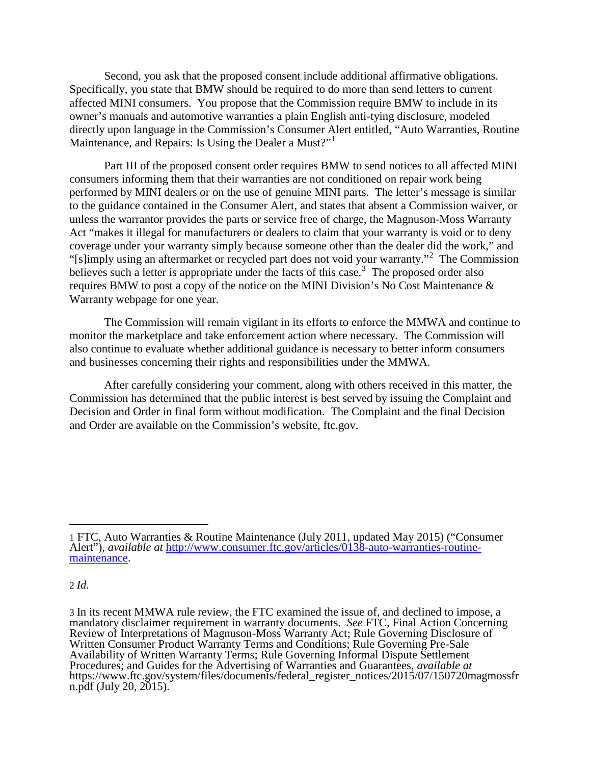Second, you ask that the proposed consent include additional affirmative obligations. Specifically, you state that BMW should be required to do more than send letters to current affected MINI consumers. You propose that the Commission require BMW to include in its owner's manuals and automotive warranties a plain English anti-tying disclosure, modeled directly upon language in the Commission's Consumer Alert entitled, "Auto Warranties, Routine Maintenance, and Repairs: Is Using the Dealer a Must?"[1]

Part III of the proposed consent order requires BMW to send notices to all affected MINI consumers informing them that their warranties are not conditioned on repair work being performed by MINI dealers or on the use of genuine MINI parts. The letter's message is similar to the guidance contained in the Consumer Alert, and states that absent a Commission waiver, or unless the warrantor provides the parts or service free of charge, the Magnuson-Moss Warranty Act "makes it illegal for manufacturers or dealers to claim that your warranty is void or to deny coverage under your warranty simply because someone other than the dealer did the work," and "[s]imply using an aftermarket or recycled part does not void your warranty."[2] The Commission believes such a letter is appropriate under the facts of this case.[3] The proposed order also requires BMW to post a copy of the notice on the MINI Division's No Cost Maintenance & Warranty webpage for one year.

The Commission will remain vigilant in its efforts to enforce the MMWA and continue to monitor the marketplace and take enforcement action where necessary. The Commission will also continue to evaluate whether additional guidance is necessary to better inform consumers and businesses concerning their rights and responsibilities under the MMWA.

After carefully considering your comment, along with others received in this matter, the Commission has determined that the public interest is best served by issuing the Complaint and Decision and Order in final form without modification. The Complaint and the final Decision and Order are available on the Commission's website, ftc.gov.

---

1 FTC, Auto Warranties & Routine Maintenance (July 2011, updated May 2015) ("Consumer Alert"), *available at* http://www.consumer.ftc.gov/articles/0138-auto-warranties-routine-maintenance.

2 *Id.*

3 In its recent MMWA rule review, the FTC examined the issue of, and declined to impose, a mandatory disclaimer requirement in warranty documents. *See* FTC, Final Action Concerning Review of Interpretations of Magnuson-Moss Warranty Act; Rule Governing Disclosure of Written Consumer Product Warranty Terms and Conditions; Rule Governing Pre-Sale Availability of Written Warranty Terms; Rule Governing Informal Dispute Settlement Procedures; and Guides for the Advertising of Warranties and Guarantees, *available at* https://www.ftc.gov/system/files/documents/federal_register_notices/2015/07/150720magmossfrn.pdf (July 20, 2015).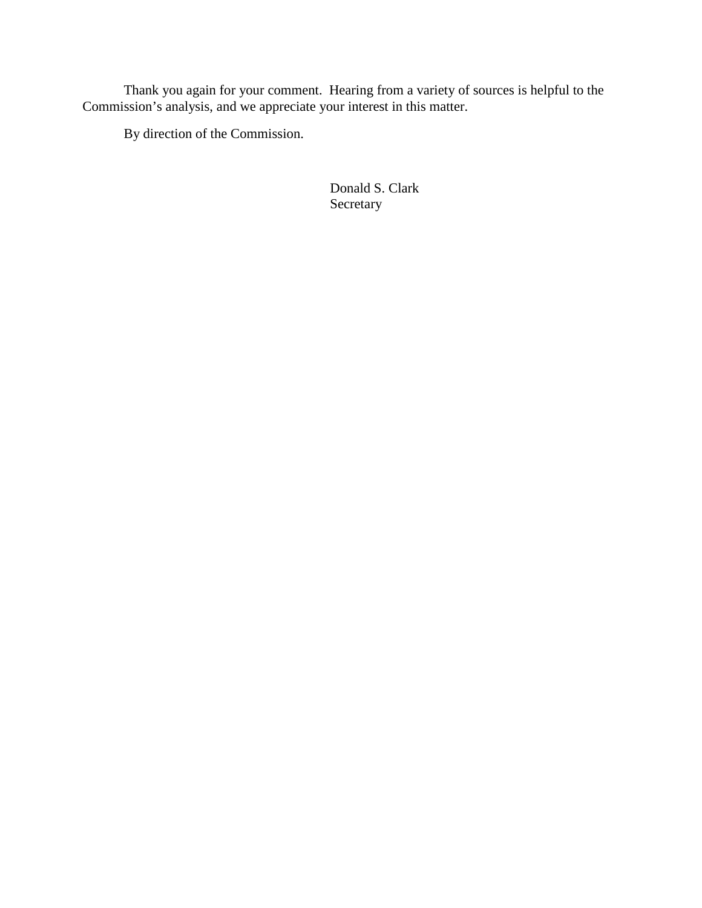Thank you again for your comment. Hearing from a variety of sources is helpful to the Commission's analysis, and we appreciate your interest in this matter.

By direction of the Commission.

Donald S. Clark
Secretary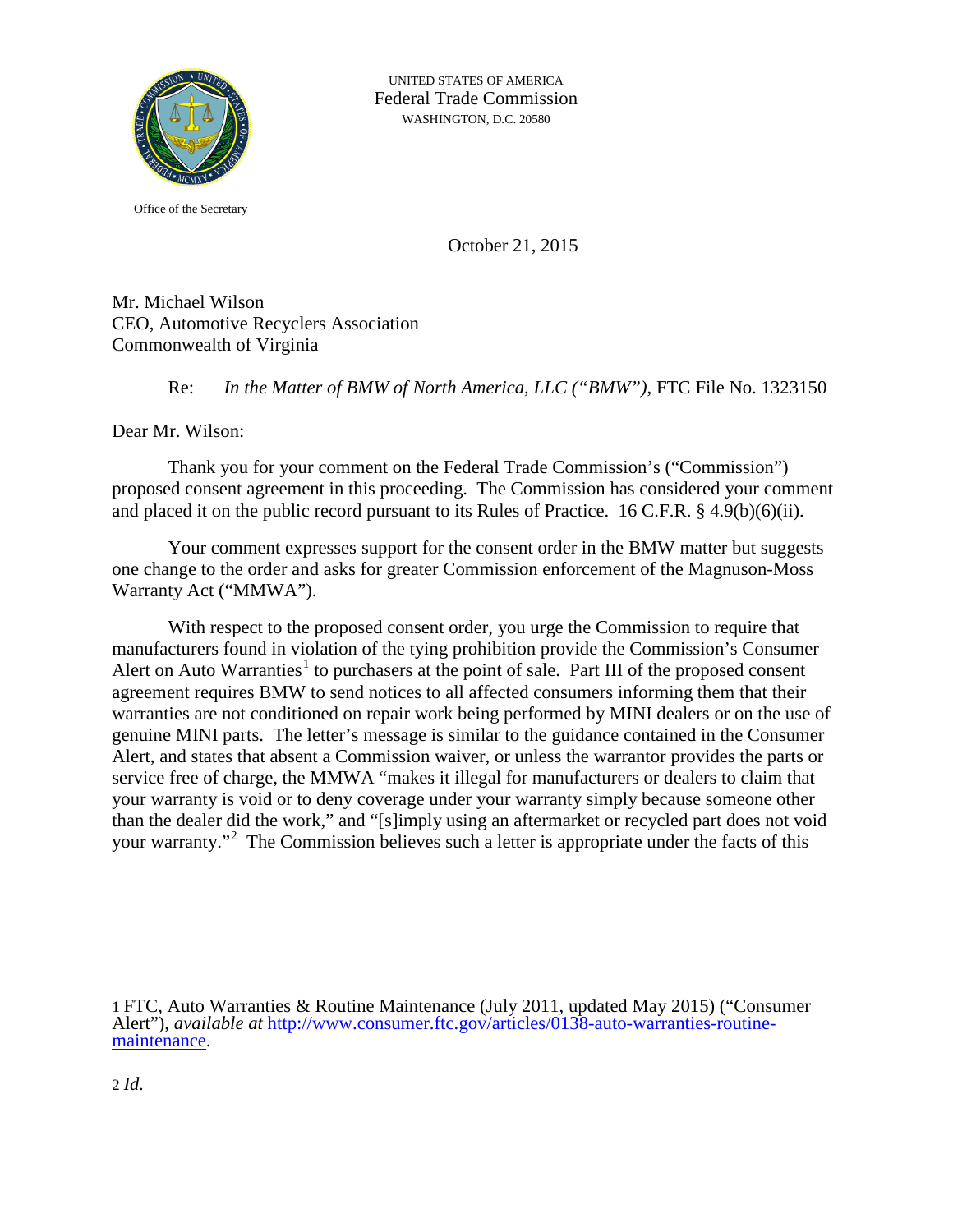UNITED STATES OF AMERICA
Federal Trade Commission
WASHINGTON, D.C. 20580

Office of the Secretary

October 21, 2015

Mr. Michael Wilson
CEO, Automotive Recyclers Association
Commonwealth of Virginia

Re: *In the Matter of BMW of North America, LLC ("BMW")*, FTC File No. 1323150

Dear Mr. Wilson:

Thank you for your comment on the Federal Trade Commission's ("Commission") proposed consent agreement in this proceeding. The Commission has considered your comment and placed it on the public record pursuant to its Rules of Practice. 16 C.F.R. § 4.9(b)(6)(ii).

Your comment expresses support for the consent order in the BMW matter but suggests one change to the order and asks for greater Commission enforcement of the Magnuson-Moss Warranty Act ("MMWA").

With respect to the proposed consent order, you urge the Commission to require that manufacturers found in violation of the tying prohibition provide the Commission's Consumer Alert on Auto Warranties[1] to purchasers at the point of sale. Part III of the proposed consent agreement requires BMW to send notices to all affected consumers informing them that their warranties are not conditioned on repair work being performed by MINI dealers or on the use of genuine MINI parts. The letter's message is similar to the guidance contained in the Consumer Alert, and states that absent a Commission waiver, or unless the warrantor provides the parts or service free of charge, the MMWA "makes it illegal for manufacturers or dealers to claim that your warranty is void or to deny coverage under your warranty simply because someone other than the dealer did the work," and "[s]imply using an aftermarket or recycled part does not void your warranty."[2] The Commission believes such a letter is appropriate under the facts of this

---

1 FTC, Auto Warranties & Routine Maintenance (July 2011, updated May 2015) ("Consumer Alert"), *available at* http://www.consumer.ftc.gov/articles/0138-auto-warranties-routine-maintenance.

2 *Id.*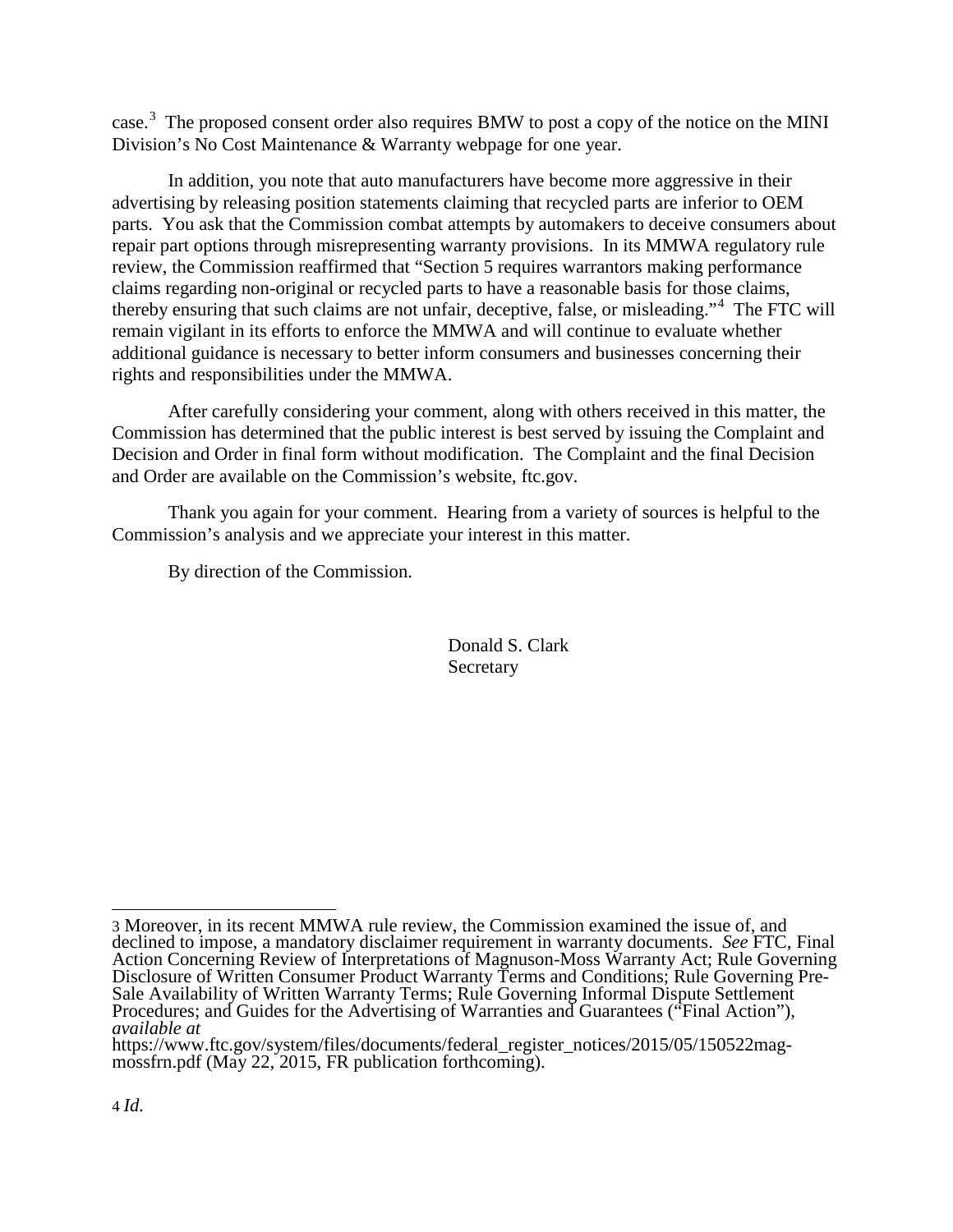case.[3] The proposed consent order also requires BMW to post a copy of the notice on the MINI Division's No Cost Maintenance & Warranty webpage for one year.

In addition, you note that auto manufacturers have become more aggressive in their advertising by releasing position statements claiming that recycled parts are inferior to OEM parts. You ask that the Commission combat attempts by automakers to deceive consumers about repair part options through misrepresenting warranty provisions. In its MMWA regulatory rule review, the Commission reaffirmed that "Section 5 requires warrantors making performance claims regarding non-original or recycled parts to have a reasonable basis for those claims, thereby ensuring that such claims are not unfair, deceptive, false, or misleading."[4] The FTC will remain vigilant in its efforts to enforce the MMWA and will continue to evaluate whether additional guidance is necessary to better inform consumers and businesses concerning their rights and responsibilities under the MMWA.

After carefully considering your comment, along with others received in this matter, the Commission has determined that the public interest is best served by issuing the Complaint and Decision and Order in final form without modification. The Complaint and the final Decision and Order are available on the Commission's website, ftc.gov.

Thank you again for your comment. Hearing from a variety of sources is helpful to the Commission's analysis and we appreciate your interest in this matter.

By direction of the Commission.

Donald S. Clark
Secretary

---

3 Moreover, in its recent MMWA rule review, the Commission examined the issue of, and declined to impose, a mandatory disclaimer requirement in warranty documents. *See* FTC, Final Action Concerning Review of Interpretations of Magnuson-Moss Warranty Act; Rule Governing Disclosure of Written Consumer Product Warranty Terms and Conditions; Rule Governing Pre-Sale Availability of Written Warranty Terms; Rule Governing Informal Dispute Settlement Procedures; and Guides for the Advertising of Warranties and Guarantees ("Final Action"), *available at* https://www.ftc.gov/system/files/documents/federal_register_notices/2015/05/150522mag-mossfrn.pdf (May 22, 2015, FR publication forthcoming).

4 *Id.*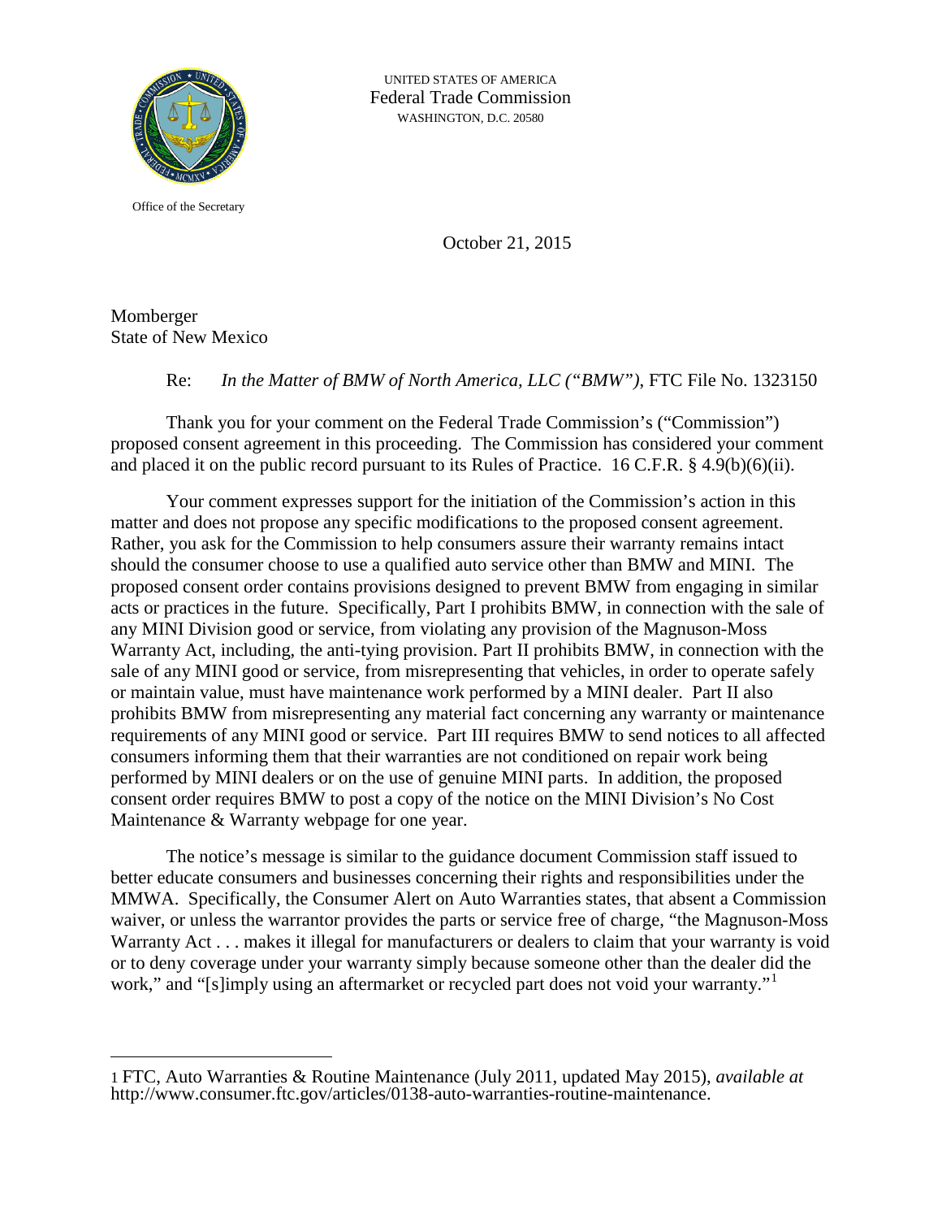UNITED STATES OF AMERICA
Federal Trade Commission
WASHINGTON, D.C. 20580

Office of the Secretary

October 21, 2015

Momberger
State of New Mexico

Re: *In the Matter of BMW of North America, LLC ("BMW")*, FTC File No. 1323150

Thank you for your comment on the Federal Trade Commission's ("Commission") proposed consent agreement in this proceeding. The Commission has considered your comment and placed it on the public record pursuant to its Rules of Practice. 16 C.F.R. § 4.9(b)(6)(ii).

Your comment expresses support for the initiation of the Commission's action in this matter and does not propose any specific modifications to the proposed consent agreement. Rather, you ask for the Commission to help consumers assure their warranty remains intact should the consumer choose to use a qualified auto service other than BMW and MINI. The proposed consent order contains provisions designed to prevent BMW from engaging in similar acts or practices in the future. Specifically, Part I prohibits BMW, in connection with the sale of any MINI Division good or service, from violating any provision of the Magnuson-Moss Warranty Act, including, the anti-tying provision. Part II prohibits BMW, in connection with the sale of any MINI good or service, from misrepresenting that vehicles, in order to operate safely or maintain value, must have maintenance work performed by a MINI dealer. Part II also prohibits BMW from misrepresenting any material fact concerning any warranty or maintenance requirements of any MINI good or service. Part III requires BMW to send notices to all affected consumers informing them that their warranties are not conditioned on repair work being performed by MINI dealers or on the use of genuine MINI parts. In addition, the proposed consent order requires BMW to post a copy of the notice on the MINI Division's No Cost Maintenance & Warranty webpage for one year.

The notice's message is similar to the guidance document Commission staff issued to better educate consumers and businesses concerning their rights and responsibilities under the MMWA. Specifically, the Consumer Alert on Auto Warranties states, that absent a Commission waiver, or unless the warrantor provides the parts or service free of charge, "the Magnuson-Moss Warranty Act . . . makes it illegal for manufacturers or dealers to claim that your warranty is void or to deny coverage under your warranty simply because someone other than the dealer did the work," and "[s]imply using an aftermarket or recycled part does not void your warranty."[1]

---

[1] FTC, Auto Warranties & Routine Maintenance (July 2011, updated May 2015), *available at* http://www.consumer.ftc.gov/articles/0138-auto-warranties-routine-maintenance.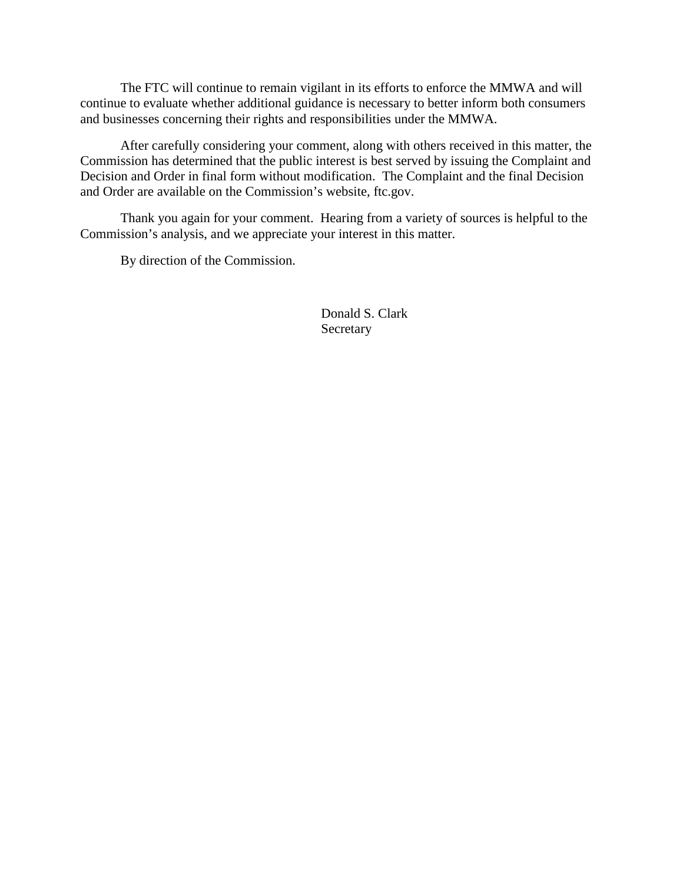The FTC will continue to remain vigilant in its efforts to enforce the MMWA and will continue to evaluate whether additional guidance is necessary to better inform both consumers and businesses concerning their rights and responsibilities under the MMWA.

After carefully considering your comment, along with others received in this matter, the Commission has determined that the public interest is best served by issuing the Complaint and Decision and Order in final form without modification. The Complaint and the final Decision and Order are available on the Commission's website, ftc.gov.

Thank you again for your comment. Hearing from a variety of sources is helpful to the Commission's analysis, and we appreciate your interest in this matter.

By direction of the Commission.

Donald S. Clark
Secretary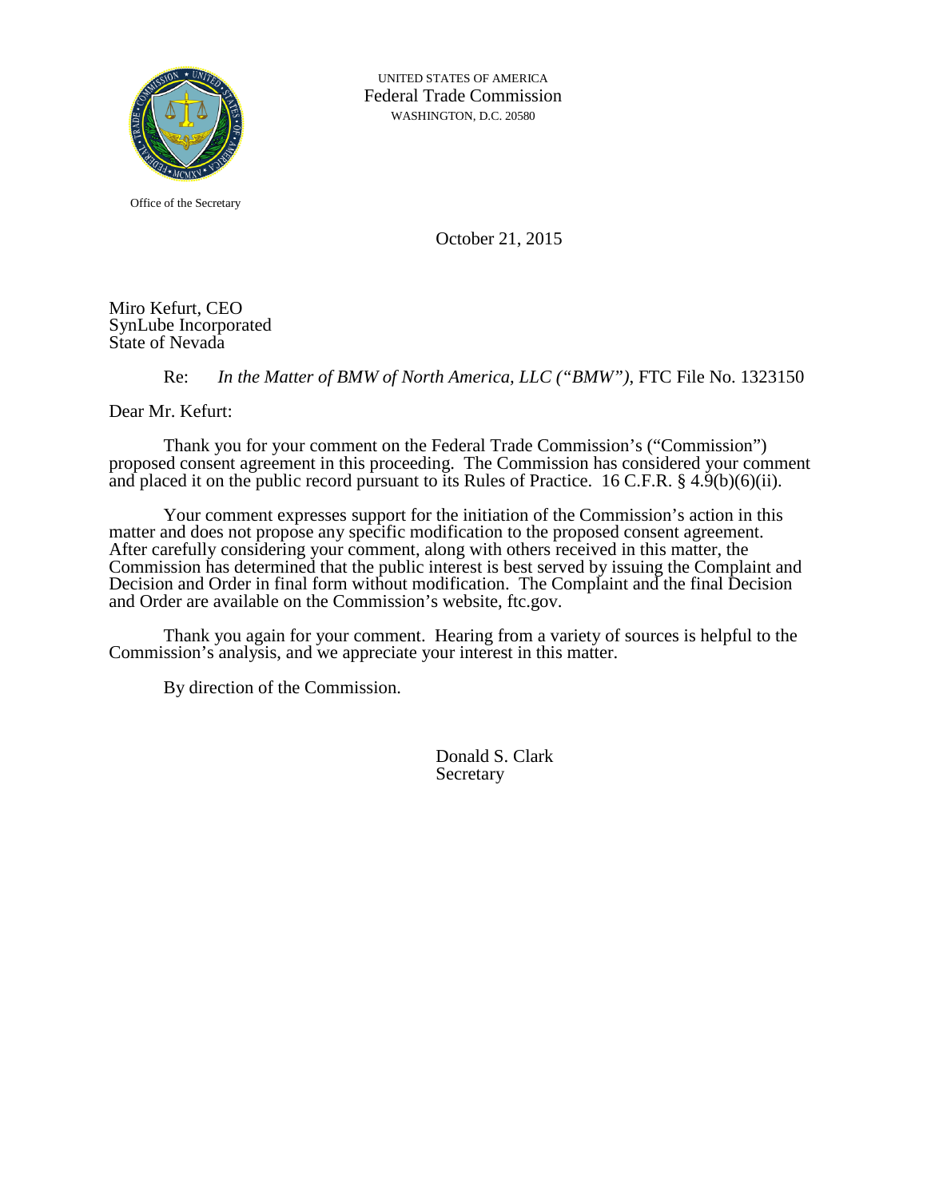UNITED STATES OF AMERICA
Federal Trade Commission
WASHINGTON, D.C. 20580

Office of the Secretary

October 21, 2015

Miro Kefurt, CEO
SynLube Incorporated
State of Nevada

Re: *In the Matter of BMW of North America, LLC ("BMW")*, FTC File No. 1323150

Dear Mr. Kefurt:

Thank you for your comment on the Federal Trade Commission's ("Commission") proposed consent agreement in this proceeding. The Commission has considered your comment and placed it on the public record pursuant to its Rules of Practice. 16 C.F.R. § 4.9(b)(6)(ii).

Your comment expresses support for the initiation of the Commission's action in this matter and does not propose any specific modification to the proposed consent agreement. After carefully considering your comment, along with others received in this matter, the Commission has determined that the public interest is best served by issuing the Complaint and Decision and Order in final form without modification. The Complaint and the final Decision and Order are available on the Commission's website, ftc.gov.

Thank you again for your comment. Hearing from a variety of sources is helpful to the Commission's analysis, and we appreciate your interest in this matter.

By direction of the Commission.

Donald S. Clark
Secretary